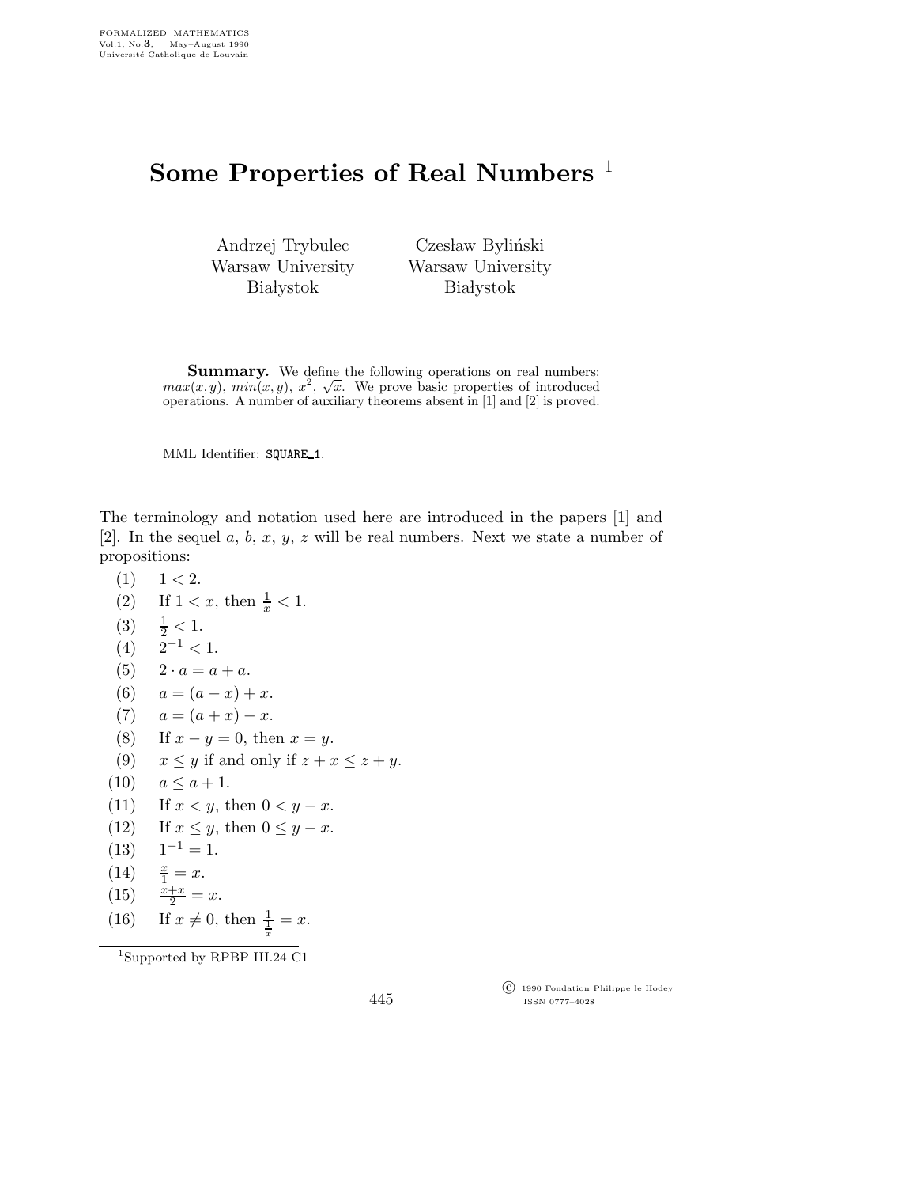# Some Properties of Real Numbers [1]

Andrzej Trybulec
Warsaw University
Białystok

Czesław Byliński
Warsaw University
Białystok

**Summary.** We define the following operations on real numbers: $max(x,y)$, $min(x,y)$, $x^2$, $\sqrt{x}$. We prove basic properties of introduced operations. A number of auxiliary theorems absent in [1] and [2] is proved.

MML Identifier: SQUARE_1.

The terminology and notation used here are introduced in the papers [1] and [2]. In the sequel $a$, $b$, $x$, $y$, $z$ will be real numbers. Next we state a number of propositions:

(1) $1 < 2$.

(2) If $1 < x$, then $\frac{1}{x} < 1$.

(3) $\frac{1}{2} < 1$.

(4) $2^{-1} < 1$.

(5) $2 \cdot a = a + a$.

(6) $a = (a - x) + x$.

(7) $a = (a + x) - x$.

(8) If $x - y = 0$, then $x = y$.

(9) $x \leq y$ if and only if $z + x \leq z + y$.

(10) $a \leq a + 1$.

(11) If $x < y$, then $0 < y - x$.

(12) If $x \leq y$, then $0 \leq y - x$.

(13) $1^{-1} = 1$.

(14) $\frac{x}{1} = x$.

(15) $\frac{x+x}{2} = x$.

(16) If $x \neq 0$, then $\frac{1}{\frac{1}{x}} = x$.

[1]Supported by RPBP III.24 C1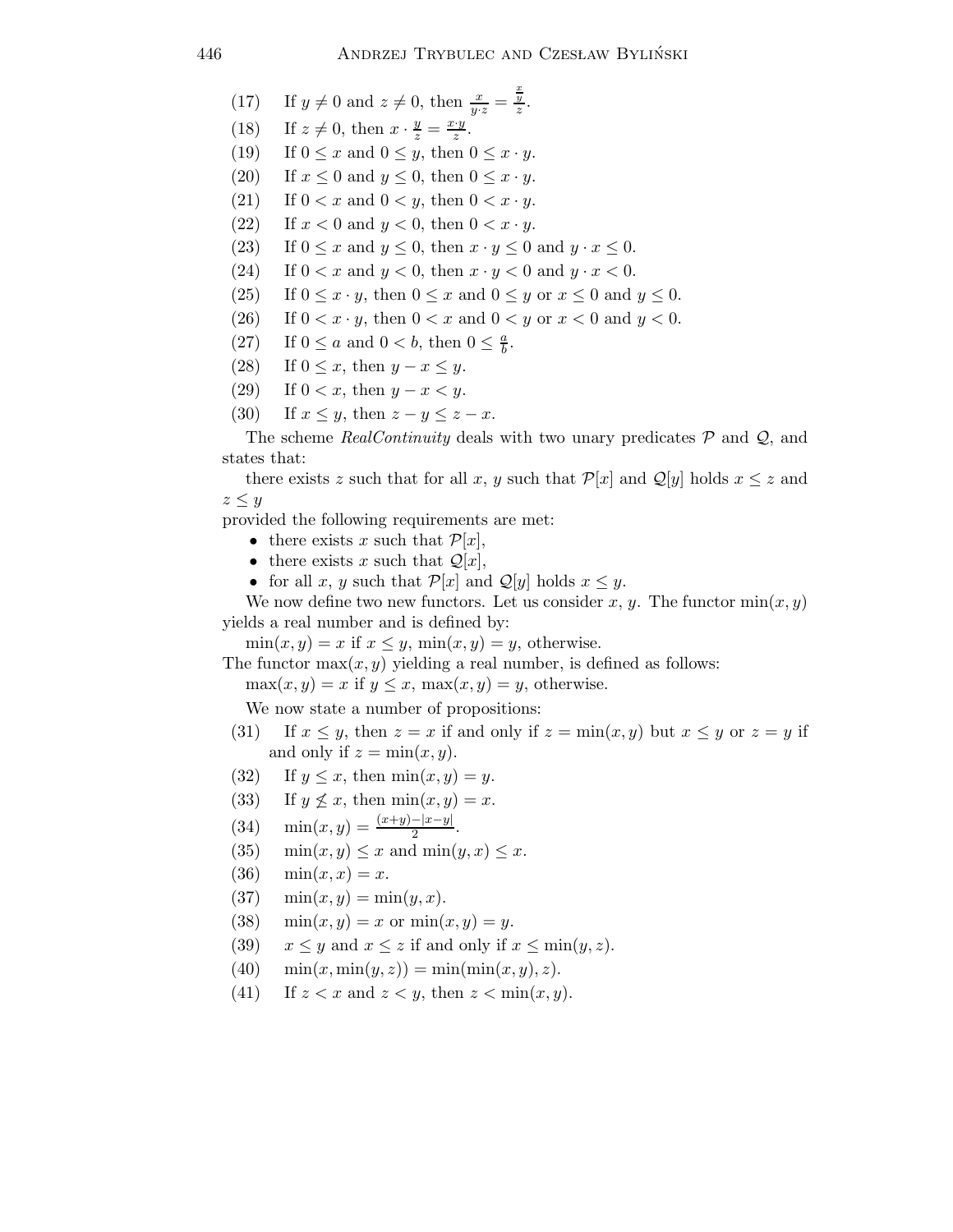(17) If $y \neq 0$ and $z \neq 0$, then $\frac{x}{y \cdot z} = \frac{\frac{x}{y}}{z}$.

(18) If $z \neq 0$, then $x \cdot \frac{y}{z} = \frac{x \cdot y}{z}$.

(19) If $0 \leq x$ and $0 \leq y$, then $0 \leq x \cdot y$.

(20) If $x \leq 0$ and $y \leq 0$, then $0 \leq x \cdot y$.

(21) If $0 < x$ and $0 < y$, then $0 < x \cdot y$.

(22) If $x < 0$ and $y < 0$, then $0 < x \cdot y$.

(23) If $0 \leq x$ and $y \leq 0$, then $x \cdot y \leq 0$ and $y \cdot x \leq 0$.

(24) If $0 < x$ and $y < 0$, then $x \cdot y < 0$ and $y \cdot x < 0$.

(25) If $0 \leq x \cdot y$, then $0 \leq x$ and $0 \leq y$ or $x \leq 0$ and $y \leq 0$.

(26) If $0 < x \cdot y$, then $0 < x$ and $0 < y$ or $x < 0$ and $y < 0$.

(27) If $0 \leq a$ and $0 < b$, then $0 \leq \frac{a}{b}$.

(28) If $0 \leq x$, then $y - x \leq y$.

(29) If $0 < x$, then $y - x < y$.

(30) If $x \leq y$, then $z - y \leq z - x$.

The scheme *RealContinuity* deals with two unary predicates $\mathcal{P}$ and $\mathcal{Q}$, and states that:

there exists $z$ such that for all $x$, $y$ such that $\mathcal{P}[x]$ and $\mathcal{Q}[y]$ holds $x \leq z$ and $z \leq y$

provided the following requirements are met:

- there exists $x$ such that $\mathcal{P}[x]$,
- there exists $x$ such that $\mathcal{Q}[x]$,
- for all $x$, $y$ such that $\mathcal{P}[x]$ and $\mathcal{Q}[y]$ holds $x \leq y$.

We now define two new functors. Let us consider $x$, $y$. The functor $\min(x, y)$ yields a real number and is defined by:

$\min(x, y) = x$ if $x \leq y$, $\min(x, y) = y$, otherwise.

The functor $\max(x, y)$ yielding a real number, is defined as follows:

$\max(x, y) = x$ if $y \leq x$, $\max(x, y) = y$, otherwise.

We now state a number of propositions:

(31) If $x \leq y$, then $z = x$ if and only if $z = \min(x, y)$ but $x \leq y$ or $z = y$ if and only if $z = \min(x, y)$.

(32) If $y \leq x$, then $\min(x, y) = y$.

(33) If $y \not\leq x$, then $\min(x, y) = x$.

(34) $\min(x, y) = \frac{(x+y)-|x-y|}{2}$.

(35) $\min(x, y) \leq x$ and $\min(y, x) \leq x$.

(36) $\min(x, x) = x$.

(37) $\min(x, y) = \min(y, x)$.

(38) $\min(x, y) = x$ or $\min(x, y) = y$.

(39) $x \leq y$ and $x \leq z$ if and only if $x \leq \min(y, z)$.

(40) $\min(x, \min(y, z)) = \min(\min(x, y), z)$.

(41) If $z < x$ and $z < y$, then $z < \min(x, y)$.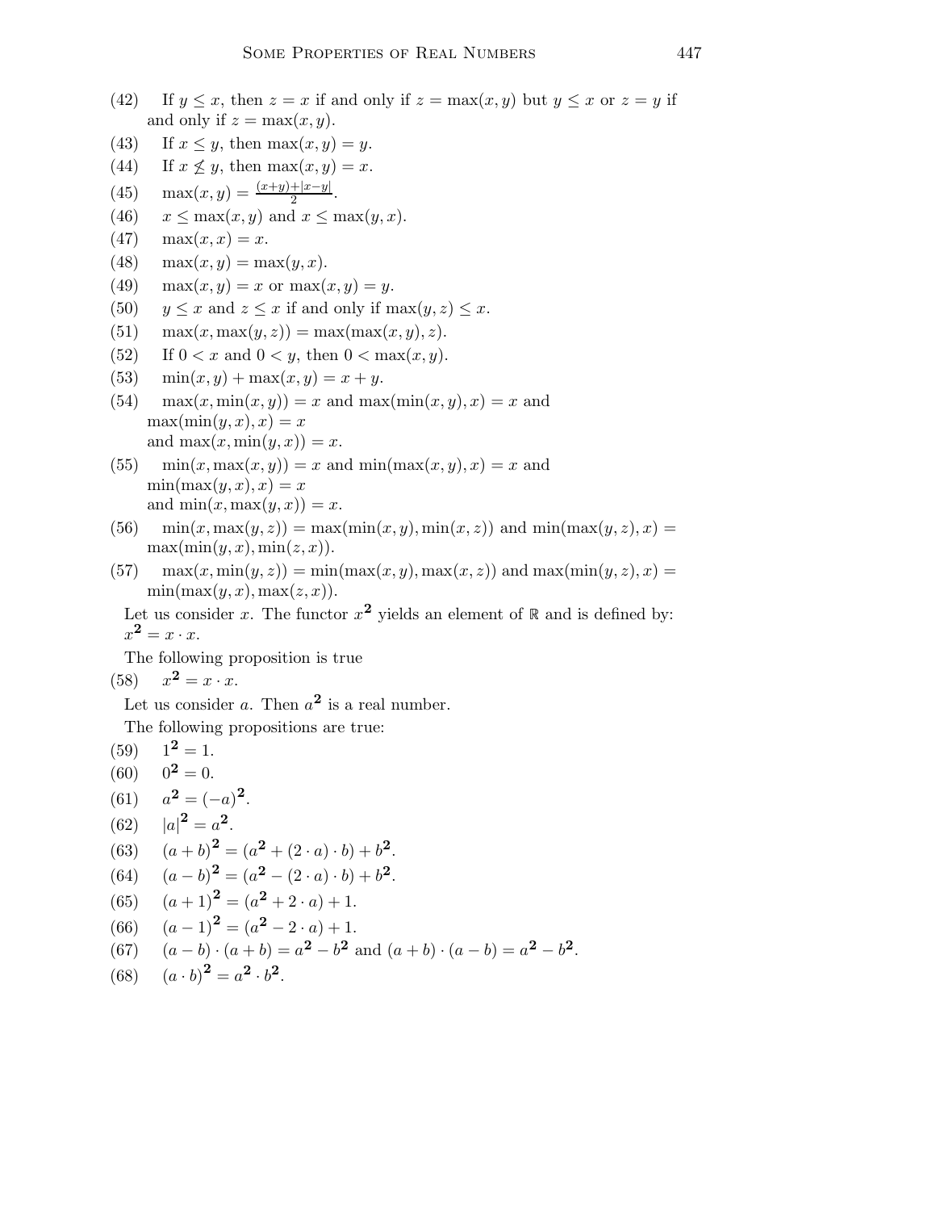(42) If $y \leq x$, then $z = x$ if and only if $z = \max(x, y)$ but $y \leq x$ or $z = y$ if and only if $z = \max(x, y)$.

(43) If $x \leq y$, then $\max(x, y) = y$.

(44) If $x \not\leq y$, then $\max(x, y) = x$.

(45) $\max(x, y) = \frac{(x+y)+|x-y|}{2}$.

(46) $x \leq \max(x, y)$ and $x \leq \max(y, x)$.

(47) $\max(x, x) = x$.

(48) $\max(x, y) = \max(y, x)$.

(49) $\max(x, y) = x$ or $\max(x, y) = y$.

(50) $y \leq x$ and $z \leq x$ if and only if $\max(y, z) \leq x$.

(51) $\max(x, \max(y, z)) = \max(\max(x, y), z)$.

(52) If $0 < x$ and $0 < y$, then $0 < \max(x, y)$.

(53) $\min(x, y) + \max(x, y) = x + y$.

(54) $\max(x, \min(x, y)) = x$ and $\max(\min(x, y), x) = x$ and $\max(\min(y, x), x) = x$ and $\max(x, \min(y, x)) = x$.

(55) $\min(x, \max(x, y)) = x$ and $\min(\max(x, y), x) = x$ and $\min(\max(y, x), x) = x$ and $\min(x, \max(y, x)) = x$.

(56) $\min(x, \max(y, z)) = \max(\min(x, y), \min(x, z))$ and $\min(\max(y, z), x) = \max(\min(y, x), \min(z, x))$.

(57) $\max(x, \min(y, z)) = \min(\max(x, y), \max(x, z))$ and $\max(\min(y, z), x) = \min(\max(y, x), \max(z, x))$.

Let us consider $x$. The functor $x^{\mathbf{2}}$ yields an element of $\mathbb{R}$ and is defined by: $x^{\mathbf{2}} = x \cdot x$.

The following proposition is true

(58) $x^{\mathbf{2}} = x \cdot x$.

Let us consider $a$. Then $a^{\mathbf{2}}$ is a real number.

The following propositions are true:

(59) $1^{\mathbf{2}} = 1$.

(60) $0^{\mathbf{2}} = 0$.

(61) $a^{\mathbf{2}} = (-a)^{\mathbf{2}}$.

(62) $|a|^{\mathbf{2}} = a^{\mathbf{2}}$.

(63) $(a + b)^{\mathbf{2}} = (a^{\mathbf{2}} + (2 \cdot a) \cdot b) + b^{\mathbf{2}}$.

(64) $(a - b)^{\mathbf{2}} = (a^{\mathbf{2}} - (2 \cdot a) \cdot b) + b^{\mathbf{2}}$.

(65) $(a + 1)^{\mathbf{2}} = (a^{\mathbf{2}} + 2 \cdot a) + 1$.

(66) $(a - 1)^{\mathbf{2}} = (a^{\mathbf{2}} - 2 \cdot a) + 1$.

(67) $(a - b) \cdot (a + b) = a^{\mathbf{2}} - b^{\mathbf{2}}$ and $(a + b) \cdot (a - b) = a^{\mathbf{2}} - b^{\mathbf{2}}$.

(68) $(a \cdot b)^{\mathbf{2}} = a^{\mathbf{2}} \cdot b^{\mathbf{2}}$.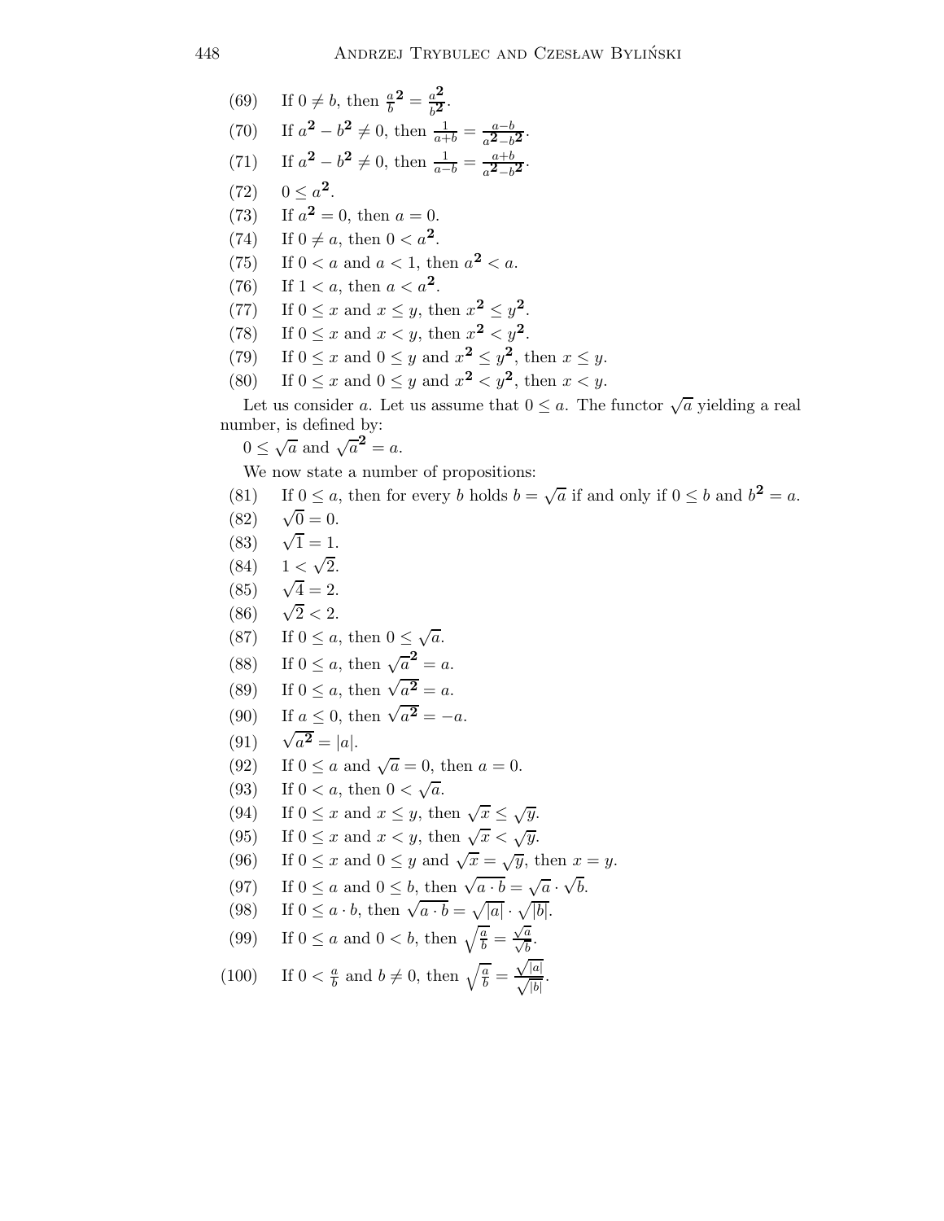(69) If $0 \neq b$, then $\frac{a}{b}^{\mathbf{2}} = \frac{a^{\mathbf{2}}}{b^{\mathbf{2}}}$.

(70) If $a^{\mathbf{2}} - b^{\mathbf{2}} \neq 0$, then $\frac{1}{a+b} = \frac{a-b}{a^{\mathbf{2}}-b^{\mathbf{2}}}$.

(71) If $a^{\mathbf{2}} - b^{\mathbf{2}} \neq 0$, then $\frac{1}{a-b} = \frac{a+b}{a^{\mathbf{2}}-b^{\mathbf{2}}}$.

(72) $0 \leq a^{\mathbf{2}}$.

(73) If $a^{\mathbf{2}} = 0$, then $a = 0$.

(74) If $0 \neq a$, then $0 < a^{\mathbf{2}}$.

(75) If $0 < a$ and $a < 1$, then $a^{\mathbf{2}} < a$.

(76) If $1 < a$, then $a < a^{\mathbf{2}}$.

(77) If $0 \leq x$ and $x \leq y$, then $x^{\mathbf{2}} \leq y^{\mathbf{2}}$.

(78) If $0 \leq x$ and $x < y$, then $x^{\mathbf{2}} < y^{\mathbf{2}}$.

(79) If $0 \leq x$ and $0 \leq y$ and $x^{\mathbf{2}} \leq y^{\mathbf{2}}$, then $x \leq y$.

(80) If $0 \leq x$ and $0 \leq y$ and $x^{\mathbf{2}} < y^{\mathbf{2}}$, then $x < y$.

Let us consider $a$. Let us assume that $0 \leq a$. The functor $\sqrt{a}$ yielding a real number, is defined by:

$0 \leq \sqrt{a}$ and $\sqrt{a}^{\mathbf{2}} = a$.

We now state a number of propositions:

(81) If $0 \leq a$, then for every $b$ holds $b = \sqrt{a}$ if and only if $0 \leq b$ and $b^{\mathbf{2}} = a$.

(82) $\sqrt{0} = 0$.

(83) $\sqrt{1} = 1$.

(84) $1 < \sqrt{2}$.

(85) $\sqrt{4} = 2$.

(86) $\sqrt{2} < 2$.

(87) If $0 \leq a$, then $0 \leq \sqrt{a}$.

(88) If $0 \leq a$, then $\sqrt{a}^{\mathbf{2}} = a$.

(89) If $0 \leq a$, then $\sqrt{a^{\mathbf{2}}} = a$.

(90) If $a \leq 0$, then $\sqrt{a^{\mathbf{2}}} = -a$.

(91) $\sqrt{a^{\mathbf{2}}} = |a|$.

(92) If $0 \leq a$ and $\sqrt{a} = 0$, then $a = 0$.

(93) If $0 < a$, then $0 < \sqrt{a}$.

(94) If $0 \leq x$ and $x \leq y$, then $\sqrt{x} \leq \sqrt{y}$.

(95) If $0 \leq x$ and $x < y$, then $\sqrt{x} < \sqrt{y}$.

(96) If $0 \leq x$ and $0 \leq y$ and $\sqrt{x} = \sqrt{y}$, then $x = y$.

(97) If $0 \leq a$ and $0 \leq b$, then $\sqrt{a \cdot b} = \sqrt{a} \cdot \sqrt{b}$.

(98) If $0 \leq a \cdot b$, then $\sqrt{a \cdot b} = \sqrt{|a|} \cdot \sqrt{|b|}$.

(99) If $0 \leq a$ and $0 < b$, then $\sqrt{\frac{a}{b}} = \frac{\sqrt{a}}{\sqrt{b}}$.

(100) If $0 < \frac{a}{b}$ and $b \neq 0$, then $\sqrt{\frac{a}{b}} = \frac{\sqrt{|a|}}{\sqrt{|b|}}$.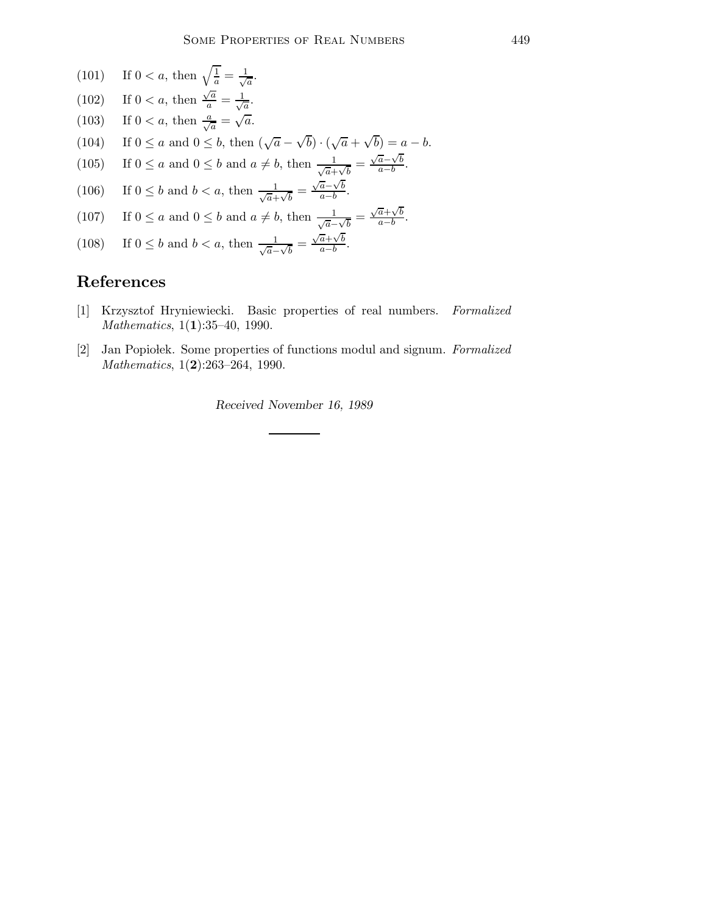(101) If $0 < a$, then $\sqrt{\frac{1}{a}} = \frac{1}{\sqrt{a}}$.

(102) If $0 < a$, then $\frac{\sqrt{a}}{a} = \frac{1}{\sqrt{a}}$.

(103) If $0 < a$, then $\frac{a}{\sqrt{a}} = \sqrt{a}$.

(104) If $0 \leq a$ and $0 \leq b$, then $(\sqrt{a} - \sqrt{b}) \cdot (\sqrt{a} + \sqrt{b}) = a - b$.

(105) If $0 \leq a$ and $0 \leq b$ and $a \neq b$, then $\frac{1}{\sqrt{a}+\sqrt{b}} = \frac{\sqrt{a}-\sqrt{b}}{a-b}$.

(106) If $0 \leq b$ and $b < a$, then $\frac{1}{\sqrt{a}+\sqrt{b}} = \frac{\sqrt{a}-\sqrt{b}}{a-b}$.

(107) If $0 \leq a$ and $0 \leq b$ and $a \neq b$, then $\frac{1}{\sqrt{a}-\sqrt{b}} = \frac{\sqrt{a}+\sqrt{b}}{a-b}$.

(108) If $0 \leq b$ and $b < a$, then $\frac{1}{\sqrt{a}-\sqrt{b}} = \frac{\sqrt{a}+\sqrt{b}}{a-b}$.

## References

[1] Krzysztof Hryniewiecki. Basic properties of real numbers. *Formalized Mathematics*, 1(**1**):35–40, 1990.

[2] Jan Popiołek. Some properties of functions modul and signum. *Formalized Mathematics*, 1(**2**):263–264, 1990.

*Received November 16, 1989*